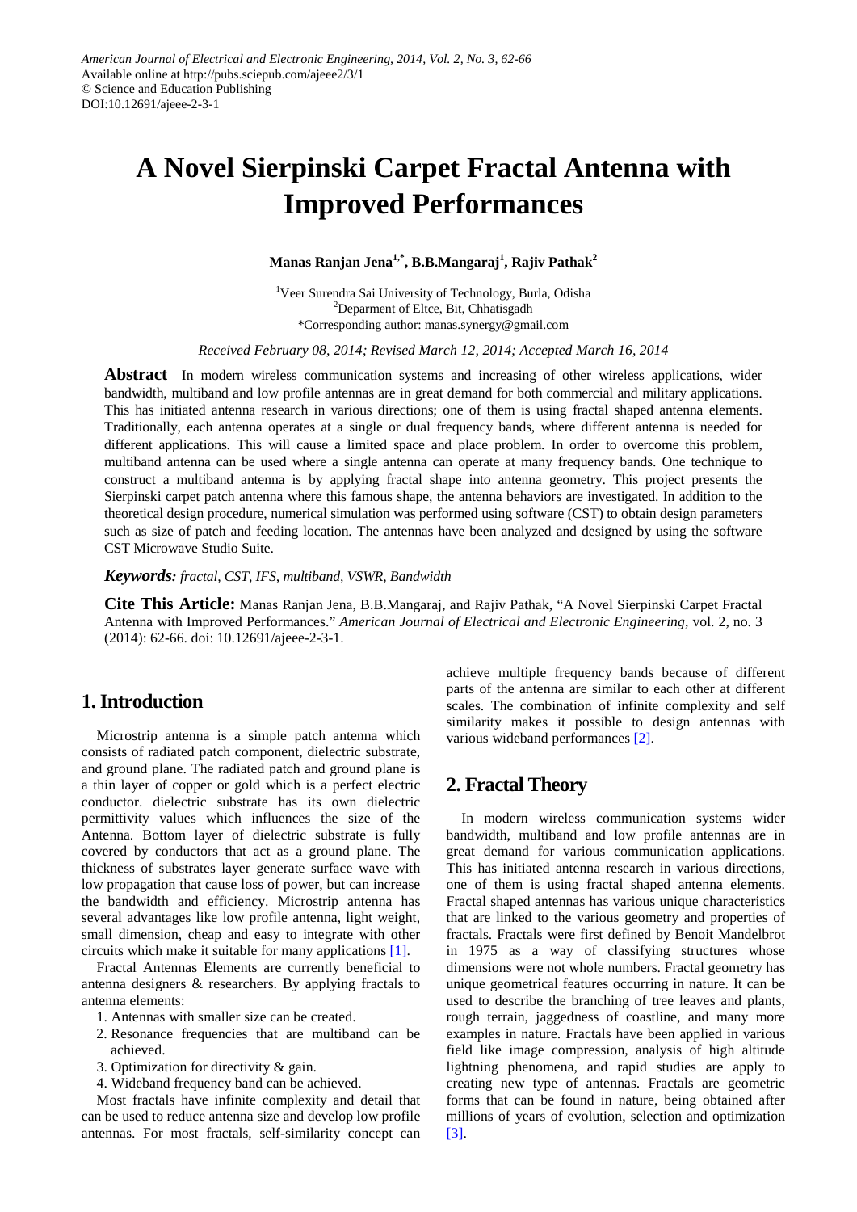American Journal of Electrical and Electronic Engineering, 2014, Vol. 2, No. 3, 62-66
Available online at http://pubs.sciepub.com/ajeee2/3/1
© Science and Education Publishing
DOI:10.12691/ajeee-2-3-1

# A Novel Sierpinski Carpet Fractal Antenna with Improved Performances

**Manas Ranjan Jena[1,*], B.B.Mangaraj[1], Rajiv Pathak[2]**

[1]Veer Surendra Sai University of Technology, Burla, Odisha
[2]Deparment of Eltce, Bit, Chhatisgadh
*Corresponding author: manas.synergy@gmail.com

*Received February 08, 2014; Revised March 12, 2014; Accepted March 16, 2014*

**Abstract** In modern wireless communication systems and increasing of other wireless applications, wider bandwidth, multiband and low profile antennas are in great demand for both commercial and military applications. This has initiated antenna research in various directions; one of them is using fractal shaped antenna elements. Traditionally, each antenna operates at a single or dual frequency bands, where different antenna is needed for different applications. This will cause a limited space and place problem. In order to overcome this problem, multiband antenna can be used where a single antenna can operate at many frequency bands. One technique to construct a multiband antenna is by applying fractal shape into antenna geometry. This project presents the Sierpinski carpet patch antenna where this famous shape, the antenna behaviors are investigated. In addition to the theoretical design procedure, numerical simulation was performed using software (CST) to obtain design parameters such as size of patch and feeding location. The antennas have been analyzed and designed by using the software CST Microwave Studio Suite.

***Keywords:*** *fractal, CST, IFS, multiband, VSWR, Bandwidth*

**Cite This Article:** Manas Ranjan Jena, B.B.Mangaraj, and Rajiv Pathak, "A Novel Sierpinski Carpet Fractal Antenna with Improved Performances." *American Journal of Electrical and Electronic Engineering*, vol. 2, no. 3 (2014): 62-66. doi: 10.12691/ajeee-2-3-1.

## 1. Introduction

Microstrip antenna is a simple patch antenna which consists of radiated patch component, dielectric substrate, and ground plane. The radiated patch and ground plane is a thin layer of copper or gold which is a perfect electric conductor. dielectric substrate has its own dielectric permittivity values which influences the size of the Antenna. Bottom layer of dielectric substrate is fully covered by conductors that act as a ground plane. The thickness of substrates layer generate surface wave with low propagation that cause loss of power, but can increase the bandwidth and efficiency. Microstrip antenna has several advantages like low profile antenna, light weight, small dimension, cheap and easy to integrate with other circuits which make it suitable for many applications [1].

Fractal Antennas Elements are currently beneficial to antenna designers & researchers. By applying fractals to antenna elements:

1. Antennas with smaller size can be created.
2. Resonance frequencies that are multiband can be achieved.
3. Optimization for directivity & gain.
4. Wideband frequency band can be achieved.

Most fractals have infinite complexity and detail that can be used to reduce antenna size and develop low profile antennas. For most fractals, self-similarity concept can achieve multiple frequency bands because of different parts of the antenna are similar to each other at different scales. The combination of infinite complexity and self similarity makes it possible to design antennas with various wideband performances [2].

## 2. Fractal Theory

In modern wireless communication systems wider bandwidth, multiband and low profile antennas are in great demand for various communication applications. This has initiated antenna research in various directions, one of them is using fractal shaped antenna elements. Fractal shaped antennas has various unique characteristics that are linked to the various geometry and properties of fractals. Fractals were first defined by Benoit Mandelbrot in 1975 as a way of classifying structures whose dimensions were not whole numbers. Fractal geometry has unique geometrical features occurring in nature. It can be used to describe the branching of tree leaves and plants, rough terrain, jaggedness of coastline, and many more examples in nature. Fractals have been applied in various field like image compression, analysis of high altitude lightning phenomena, and rapid studies are apply to creating new type of antennas. Fractals are geometric forms that can be found in nature, being obtained after millions of years of evolution, selection and optimization [3].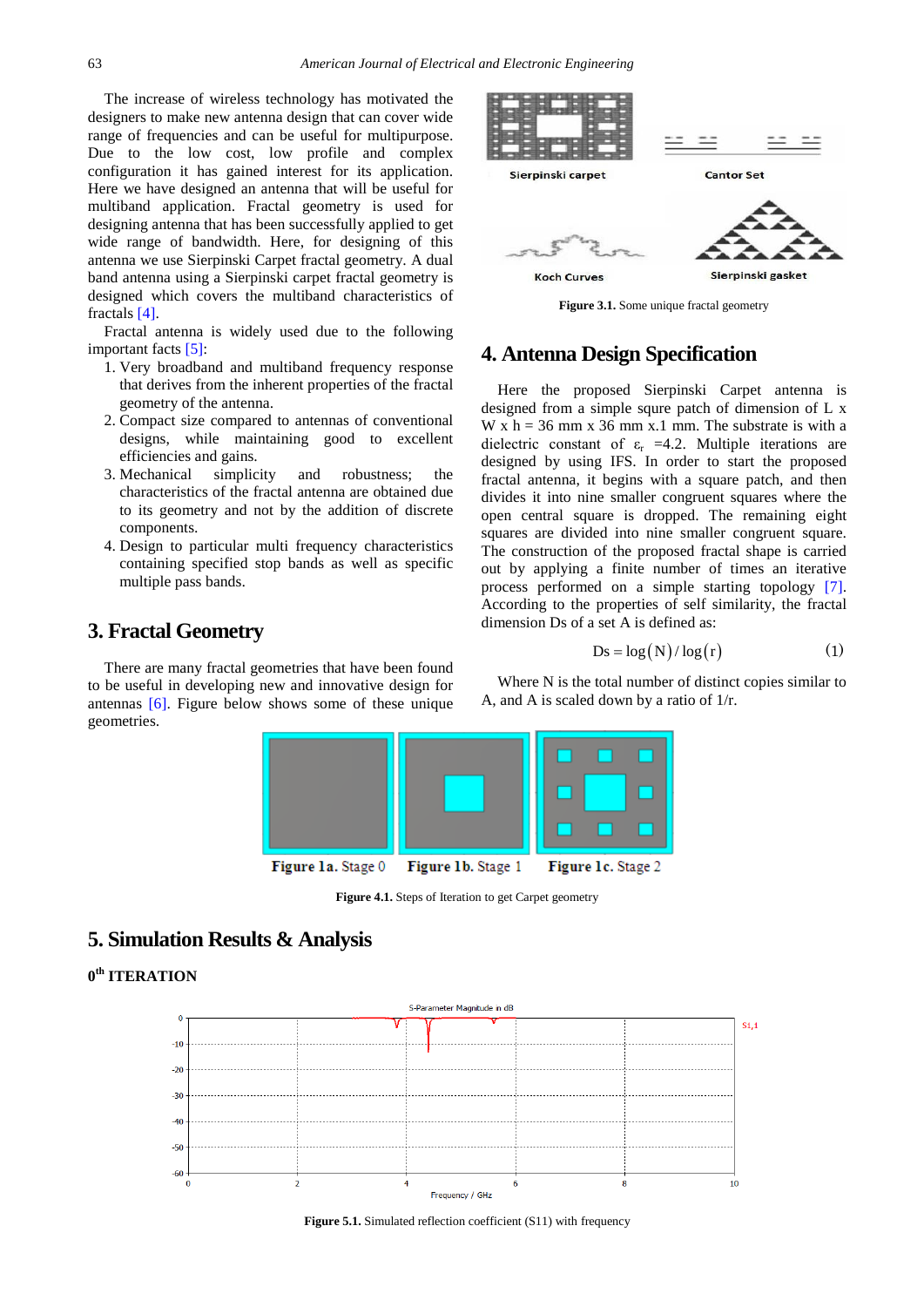The increase of wireless technology has motivated the designers to make new antenna design that can cover wide range of frequencies and can be useful for multipurpose. Due to the low cost, low profile and complex configuration it has gained interest for its application. Here we have designed an antenna that will be useful for multiband application. Fractal geometry is used for designing antenna that has been successfully applied to get wide range of bandwidth. Here, for designing of this antenna we use Sierpinski Carpet fractal geometry. A dual band antenna using a Sierpinski carpet fractal geometry is designed which covers the multiband characteristics of fractals [4].

Fractal antenna is widely used due to the following important facts [5]:

1. Very broadband and multiband frequency response that derives from the inherent properties of the fractal geometry of the antenna.
2. Compact size compared to antennas of conventional designs, while maintaining good to excellent efficiencies and gains.
3. Mechanical simplicity and robustness; the characteristics of the fractal antenna are obtained due to its geometry and not by the addition of discrete components.
4. Design to particular multi frequency characteristics containing specified stop bands as well as specific multiple pass bands.

# 3. Fractal Geometry

There are many fractal geometries that have been found to be useful in developing new and innovative design for antennas [6]. Figure below shows some of these unique geometries.

Sierpinski carpet　Cantor Set　Koch Curves　Sierpinski gasket

**Figure 3.1.** Some unique fractal geometry

# 4. Antenna Design Specification

Here the proposed Sierpinski Carpet antenna is designed from a simple squre patch of dimension of L x W x h = 36 mm x 36 mm x.1 mm. The substrate is with a dielectric constant of $\varepsilon_r$ =4.2. Multiple iterations are designed by using IFS. In order to start the proposed fractal antenna, it begins with a square patch, and then divides it into nine smaller congruent squares where the open central square is dropped. The remaining eight squares are divided into nine smaller congruent square. The construction of the proposed fractal shape is carried out by applying a finite number of times an iterative process performed on a simple starting topology [7]. According to the properties of self similarity, the fractal dimension Ds of a set A is defined as:

$$Ds = \log(N)/\log(r) \quad (1)$$

Where N is the total number of distinct copies similar to A, and A is scaled down by a ratio of 1/r.

**Figure 1a.** Stage 0　**Figure 1b.** Stage 1　**Figure 1c.** Stage 2

**Figure 4.1.** Steps of Iteration to get Carpet geometry

# 5. Simulation Results & Analysis

## 0[th] ITERATION

**Figure 5.1.** Simulated reflection coefficient (S11) with frequency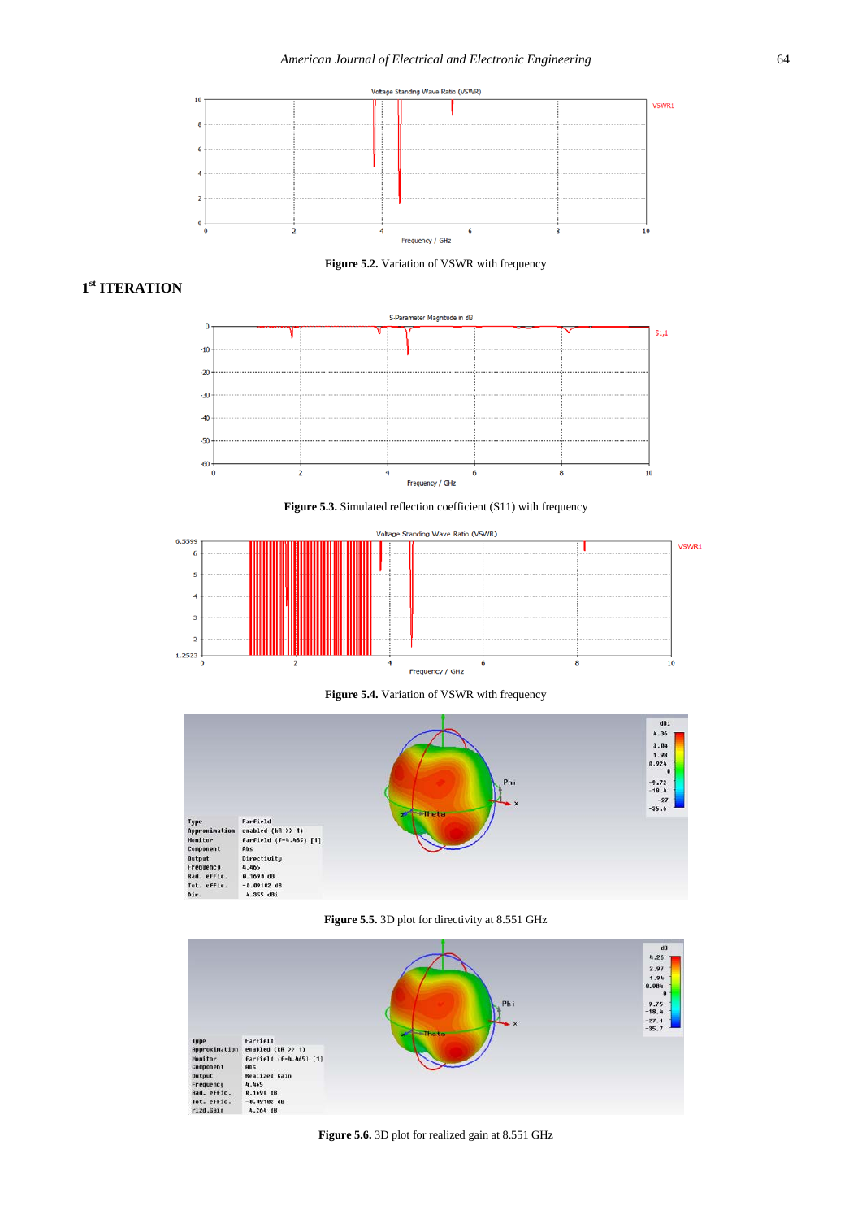**Figure 5.2.** Variation of VSWR with frequency

## 1[st] ITERATION

**Figure 5.3.** Simulated reflection coefficient (S11) with frequency

**Figure 5.4.** Variation of VSWR with frequency

**Figure 5.5.** 3D plot for directivity at 8.551 GHz

**Figure 5.6.** 3D plot for realized gain at 8.551 GHz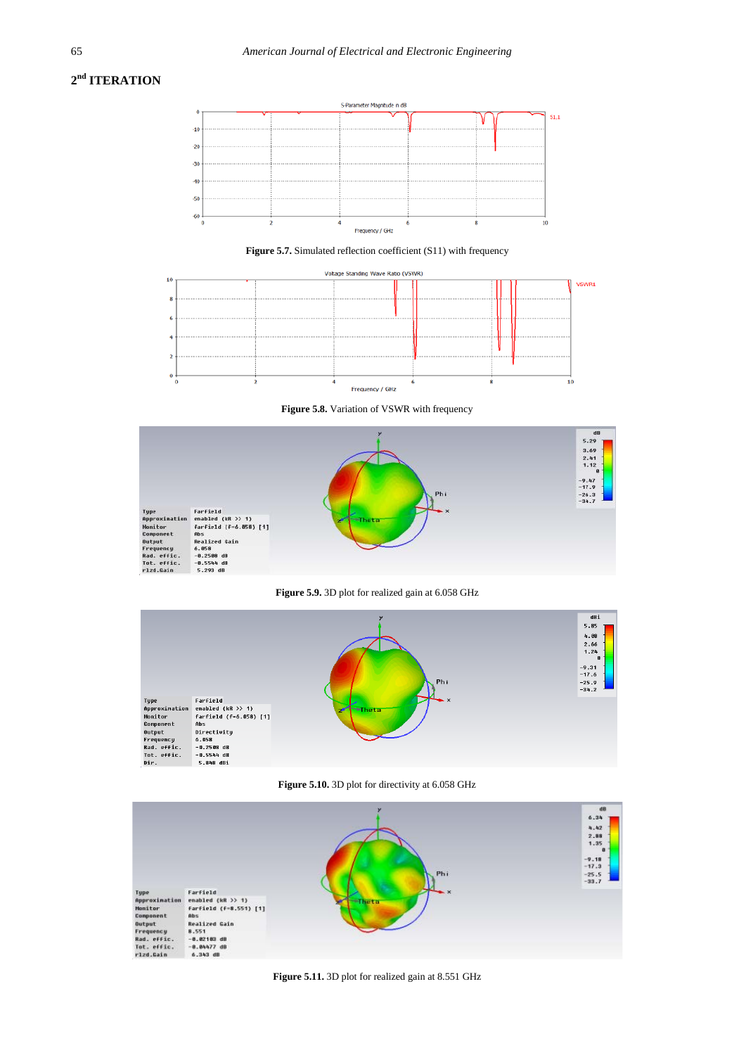## 2nd ITERATION

**Figure 5.7.** Simulated reflection coefficient (S11) with frequency

**Figure 5.8.** Variation of VSWR with frequency

**Figure 5.9.** 3D plot for realized gain at 6.058 GHz

**Figure 5.10.** 3D plot for directivity at 6.058 GHz

**Figure 5.11.** 3D plot for realized gain at 8.551 GHz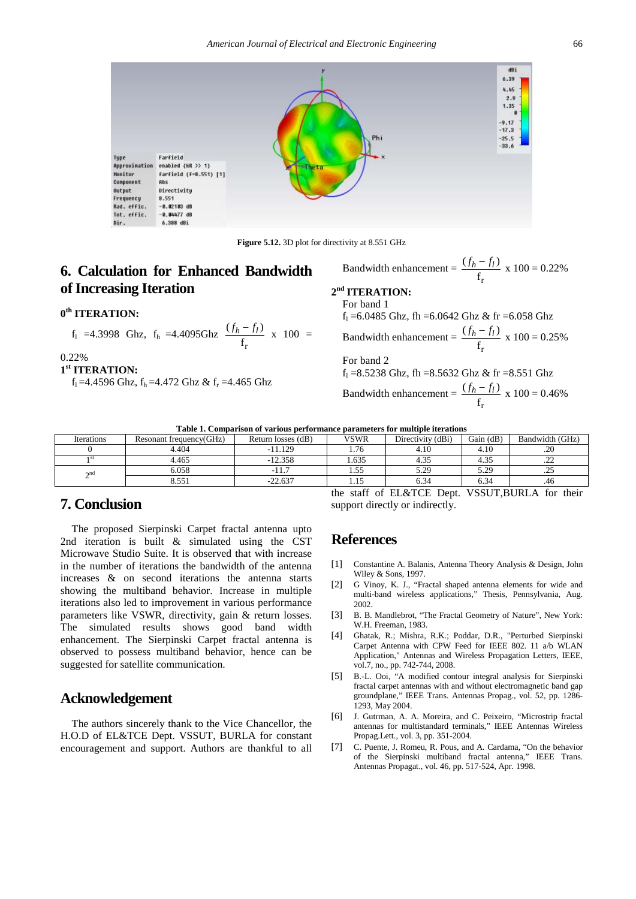dBi
6.39
4.45
2.9
1.35
0
-9.17
-17.3
-25.5
-33.6

y
Phi
x
Theta

Type Farfield
Approximation enabled (kR >> 1)
Monitor farfield (f=8.551) [1]
Component Abs
Output Directivity
Frequency 8.551
Rad. effic. -0.02103 dB
Tot. effic. -0.04477 dB
Dir. 6.388 dBi

**Figure 5.12.** 3D plot for directivity at 8.551 GHz

## 6. Calculation for Enhanced Bandwidth of Increasing Iteration

**0th ITERATION:**

$f_l$ =4.3998 Ghz, $f_h$ =4.4095Ghz $\frac{(f_h - f_l)}{f_r}$ x 100 = 0.22%

**1st ITERATION:**

$f_l$ =4.4596 Ghz, $f_h$ =4.472 Ghz & $f_r$ =4.465 Ghz

Bandwidth enhancement = $\frac{(f_h - f_l)}{f_r}$ x 100 = 0.22%

**2nd ITERATION:**

For band 1

$f_l$ =6.0485 Ghz, fh =6.0642 Ghz & fr =6.058 Ghz

Bandwidth enhancement = $\frac{(f_h - f_l)}{f_r}$ x 100 = 0.25%

For band 2

$f_l$ =8.5238 Ghz, fh =8.5632 Ghz & fr =8.551 Ghz

Bandwidth enhancement = $\frac{(f_h - f_l)}{f_r}$ x 100 = 0.46%

**Table 1. Comparison of various performance parameters for multiple iterations**

| Iterations | Resonant frequency(GHz) | Return losses (dB) | VSWR | Directivity (dBi) | Gain (dB) | Bandwidth (GHz) |
|---|---|---|---|---|---|---|
| 0 | 4.404 | -11.129 | 1.76 | 4.10 | 4.10 | .20 |
| 1st | 4.465 | -12.358 | 1.635 | 4.35 | 4.35 | .22 |
| 2nd | 6.058 | -11.7 | 1.55 | 5.29 | 5.29 | .25 |
| | 8.551 | -22.637 | 1.15 | 6.34 | 6.34 | .46 |

## 7. Conclusion

The proposed Sierpinski Carpet fractal antenna upto 2nd iteration is built & simulated using the CST Microwave Studio Suite. It is observed that with increase in the number of iterations the bandwidth of the antenna increases & on second iterations the antenna starts showing the multiband behavior. Increase in multiple iterations also led to improvement in various performance parameters like VSWR, directivity, gain & return losses. The simulated results shows good band width enhancement. The Sierpinski Carpet fractal antenna is observed to possess multiband behavior, hence can be suggested for satellite communication.

## Acknowledgement

The authors sincerely thank to the Vice Chancellor, the H.O.D of EL&TCE Dept. VSSUT, BURLA for constant encouragement and support. Authors are thankful to all the staff of EL&TCE Dept. VSSUT,BURLA for their support directly or indirectly.

## References

[1] Constantine A. Balanis, Antenna Theory Analysis & Design, John Wiley & Sons, 1997.

[2] G Vinoy, K. J., "Fractal shaped antenna elements for wide and multi-band wireless applications," Thesis, Pennsylvania, Aug. 2002.

[3] B. B. Mandlebrot, "The Fractal Geometry of Nature", New York: W.H. Freeman, 1983.

[4] Ghatak, R.; Mishra, R.K.; Poddar, D.R., "Perturbed Sierpinski Carpet Antenna with CPW Feed for IEEE 802. 11 a/b WLAN Application," Antennas and Wireless Propagation Letters, IEEE, vol.7, no., pp. 742-744, 2008.

[5] B.-L. Ooi, "A modified contour integral analysis for Sierpinski fractal carpet antennas with and without electromagnetic band gap groundplane," IEEE Trans. Antennas Propag., vol. 52, pp. 1286-1293, May 2004.

[6] J. Gutrman, A. A. Moreira, and C. Peixeiro, "Microstrip fractal antennas for multistandard terminals," IEEE Antennas Wireless Propag.Lett., vol. 3, pp. 351-2004.

[7] C. Puente, J. Romeu, R. Pous, and A. Cardama, "On the behavior of the Sierpinski multiband fractal antenna," IEEE Trans. Antennas Propagat., vol. 46, pp. 517-524, Apr. 1998.